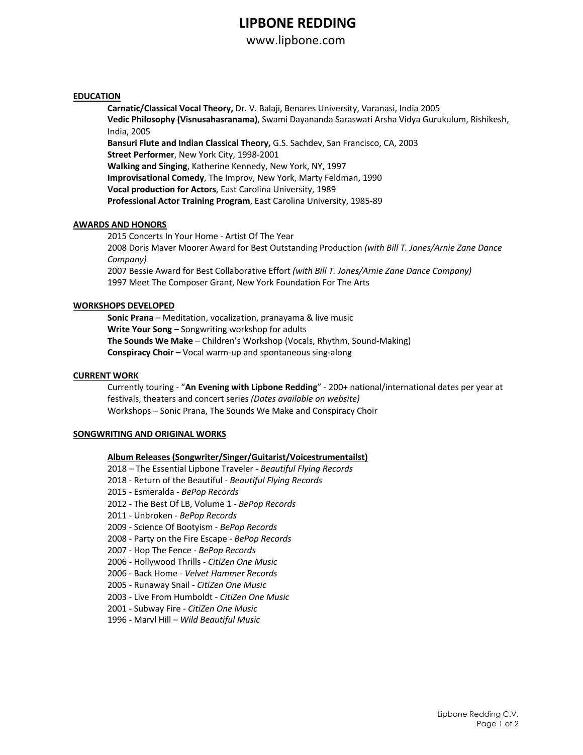# LIPBONE REDDING

www.lipbone.com

## EDUCATION

**Carnatic/Classical Vocal Theory,** Dr. V. Balaji, Benares University, Varanasi, India 2005
**Vedic Philosophy (Visnusahasranama)**, Swami Dayananda Saraswati Arsha Vidya Gurukulum, Rishikesh, India, 2005
**Bansuri Flute and Indian Classical Theory,** G.S. Sachdev, San Francisco, CA, 2003
**Street Performer**, New York City, 1998-2001
**Walking and Singing**, Katherine Kennedy, New York, NY, 1997
**Improvisational Comedy**, The Improv, New York, Marty Feldman, 1990
**Vocal production for Actors**, East Carolina University, 1989
**Professional Actor Training Program**, East Carolina University, 1985-89

## AWARDS AND HONORS

2015 Concerts In Your Home - Artist Of The Year
2008 Doris Maver Moorer Award for Best Outstanding Production *(with Bill T. Jones/Arnie Zane Dance Company)*
2007 Bessie Award for Best Collaborative Effort *(with Bill T. Jones/Arnie Zane Dance Company)*
1997 Meet The Composer Grant, New York Foundation For The Arts

## WORKSHOPS DEVELOPED

**Sonic Prana** – Meditation, vocalization, pranayama & live music
**Write Your Song** – Songwriting workshop for adults
**The Sounds We Make** – Children's Workshop (Vocals, Rhythm, Sound-Making)
**Conspiracy Choir** – Vocal warm-up and spontaneous sing-along

## CURRENT WORK

Currently touring - "**An Evening with Lipbone Redding**" - 200+ national/international dates per year at festivals, theaters and concert series *(Dates available on website)*
Workshops – Sonic Prana, The Sounds We Make and Conspiracy Choir

## SONGWRITING AND ORIGINAL WORKS

### Album Releases (Songwriter/Singer/Guitarist/Voicestrumentailst)

2018 – The Essential Lipbone Traveler - *Beautiful Flying Records*
2018 - Return of the Beautiful - *Beautiful Flying Records*
2015 - Esmeralda - *BePop Records*
2012 - The Best Of LB, Volume 1 - *BePop Records*
2011 - Unbroken - *BePop Records*
2009 - Science Of Bootyism - *BePop Records*
2008 - Party on the Fire Escape - *BePop Records*
2007 - Hop The Fence - *BePop Records*
2006 - Hollywood Thrills - *CitiZen One Music*
2006 - Back Home - *Velvet Hammer Records*
2005 - Runaway Snail - *CitiZen One Music*
2003 - Live From Humboldt - *CitiZen One Music*
2001 - Subway Fire - *CitiZen One Music*
1996 - Marvl Hill – *Wild Beautiful Music*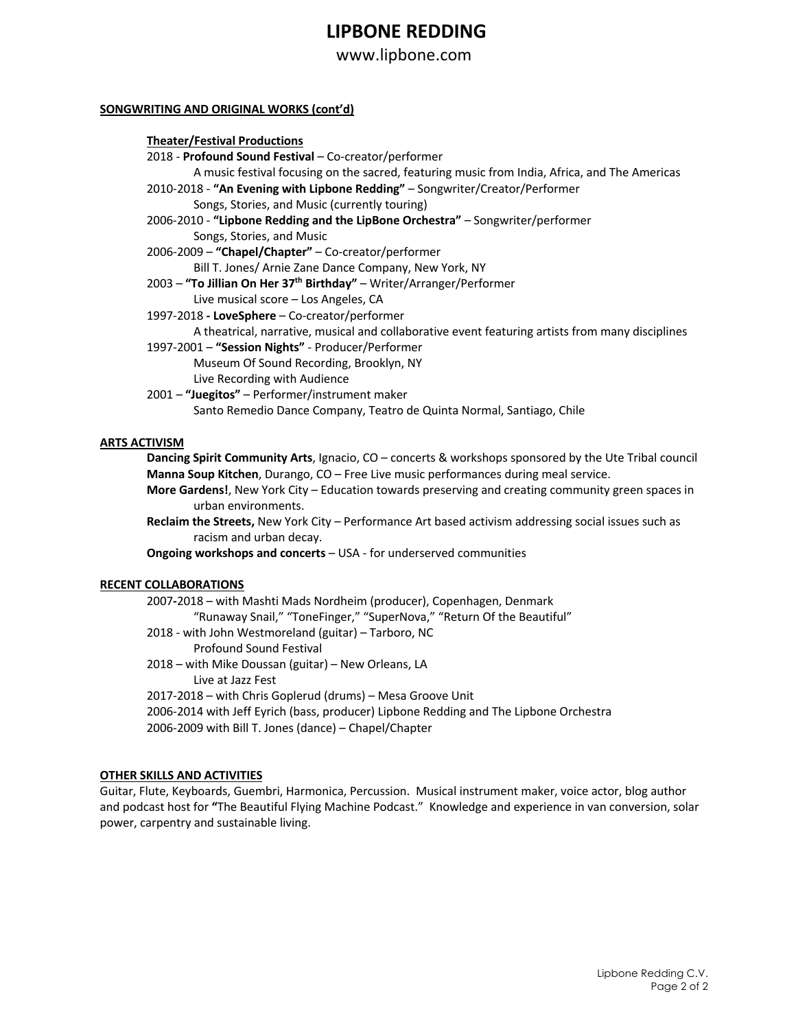# LIPBONE REDDING

www.lipbone.com

## SONGWRITING AND ORIGINAL WORKS (cont'd)

### Theater/Festival Productions

2018 - **Profound Sound Festival** – Co-creator/performer
A music festival focusing on the sacred, featuring music from India, Africa, and The Americas

2010-2018 - **"An Evening with Lipbone Redding"** – Songwriter/Creator/Performer
Songs, Stories, and Music (currently touring)

2006-2010 - **"Lipbone Redding and the LipBone Orchestra"** – Songwriter/performer
Songs, Stories, and Music

2006-2009 – **"Chapel/Chapter"** – Co-creator/performer
Bill T. Jones/ Arnie Zane Dance Company, New York, NY

2003 – **"To Jillian On Her 37th Birthday"** – Writer/Arranger/Performer
Live musical score – Los Angeles, CA

1997-2018 **- LoveSphere** – Co-creator/performer
A theatrical, narrative, musical and collaborative event featuring artists from many disciplines

1997-2001 – **"Session Nights"** - Producer/Performer
Museum Of Sound Recording, Brooklyn, NY
Live Recording with Audience

2001 – **"Juegitos"** – Performer/instrument maker
Santo Remedio Dance Company, Teatro de Quinta Normal, Santiago, Chile

## ARTS ACTIVISM

**Dancing Spirit Community Arts**, Ignacio, CO – concerts & workshops sponsored by the Ute Tribal council

**Manna Soup Kitchen**, Durango, CO – Free Live music performances during meal service.

**More Gardens!**, New York City – Education towards preserving and creating community green spaces in urban environments.

**Reclaim the Streets,** New York City – Performance Art based activism addressing social issues such as racism and urban decay.

**Ongoing workshops and concerts** – USA - for underserved communities

## RECENT COLLABORATIONS

2007-2018 – with Mashti Mads Nordheim (producer), Copenhagen, Denmark
"Runaway Snail," "ToneFinger," "SuperNova," "Return Of the Beautiful"

2018 - with John Westmoreland (guitar) – Tarboro, NC
Profound Sound Festival

2018 – with Mike Doussan (guitar) – New Orleans, LA
Live at Jazz Fest

2017-2018 – with Chris Goplerud (drums) – Mesa Groove Unit

2006-2014 with Jeff Eyrich (bass, producer) Lipbone Redding and The Lipbone Orchestra

2006-2009 with Bill T. Jones (dance) – Chapel/Chapter

## OTHER SKILLS AND ACTIVITIES

Guitar, Flute, Keyboards, Guembri, Harmonica, Percussion. Musical instrument maker, voice actor, blog author and podcast host for **"**The Beautiful Flying Machine Podcast." Knowledge and experience in van conversion, solar power, carpentry and sustainable living.